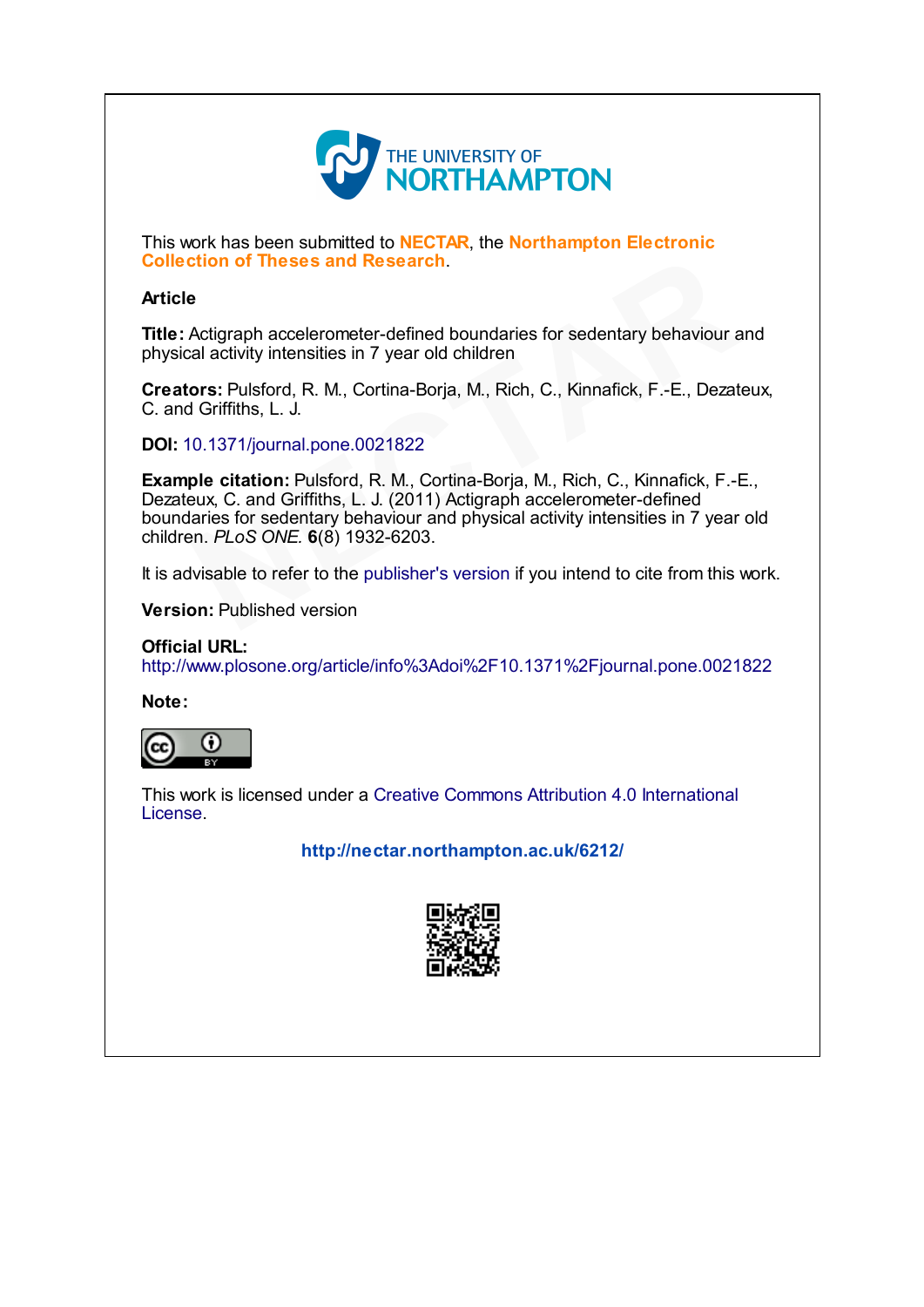THE UNIVERSITY OF NORTHAMPTON

This work has been submitted to **NECTAR**, the **Northampton Electronic Collection of Theses and Research**.

**Article**

**Title:** Actigraph accelerometer-defined boundaries for sedentary behaviour and physical activity intensities in 7 year old children

**Creators:** Pulsford, R. M., Cortina-Borja, M., Rich, C., Kinnafick, F.-E., Dezateux, C. and Griffiths, L. J.

**DOI:** 10.1371/journal.pone.0021822

**Example citation:** Pulsford, R. M., Cortina-Borja, M., Rich, C., Kinnafick, F.-E., Dezateux, C. and Griffiths, L. J. (2011) Actigraph accelerometer-defined boundaries for sedentary behaviour and physical activity intensities in 7 year old children. *PLoS ONE.* **6**(8) 1932-6203.

It is advisable to refer to the publisher's version if you intend to cite from this work.

**Version:** Published version

**Official URL:**
http://www.plosone.org/article/info%3Adoi%2F10.1371%2Fjournal.pone.0021822

**Note:**

This work is licensed under a Creative Commons Attribution 4.0 International License.

**http://nectar.northampton.ac.uk/6212/**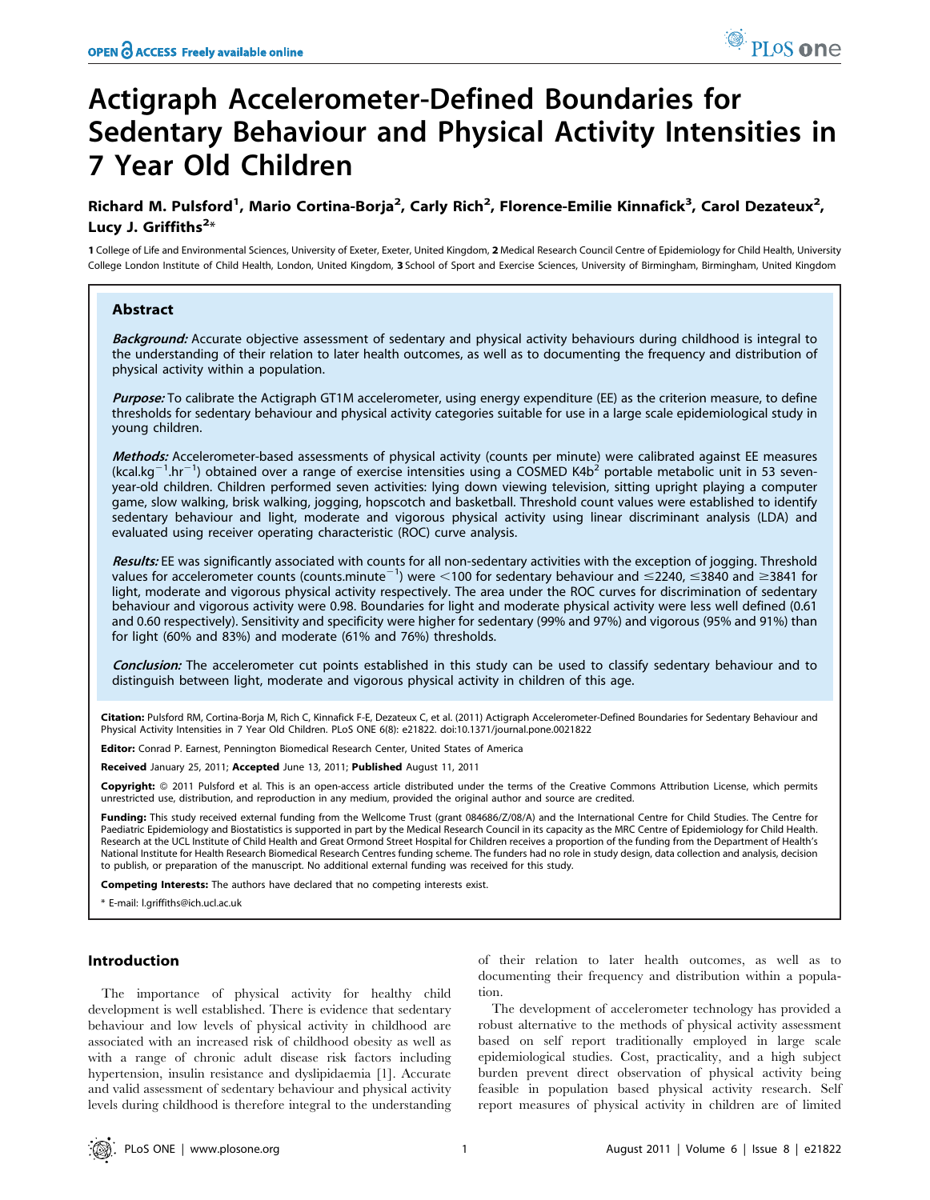# Actigraph Accelerometer-Defined Boundaries for Sedentary Behaviour and Physical Activity Intensities in 7 Year Old Children

**Richard M. Pulsford[1], Mario Cortina-Borja[2], Carly Rich[2], Florence-Emilie Kinnafick[3], Carol Dezateux[2], Lucy J. Griffiths[2]***

**1** College of Life and Environmental Sciences, University of Exeter, Exeter, United Kingdom, **2** Medical Research Council Centre of Epidemiology for Child Health, University College London Institute of Child Health, London, United Kingdom, **3** School of Sport and Exercise Sciences, University of Birmingham, Birmingham, United Kingdom

## Abstract

***Background:*** Accurate objective assessment of sedentary and physical activity behaviours during childhood is integral to the understanding of their relation to later health outcomes, as well as to documenting the frequency and distribution of physical activity within a population.

***Purpose:*** To calibrate the Actigraph GT1M accelerometer, using energy expenditure (EE) as the criterion measure, to define thresholds for sedentary behaviour and physical activity categories suitable for use in a large scale epidemiological study in young children.

***Methods:*** Accelerometer-based assessments of physical activity (counts per minute) were calibrated against EE measures (kcal.kg$^{-1}$.hr$^{-1}$) obtained over a range of exercise intensities using a COSMED K4b$^2$ portable metabolic unit in 53 seven-year-old children. Children performed seven activities: lying down viewing television, sitting upright playing a computer game, slow walking, brisk walking, jogging, hopscotch and basketball. Threshold count values were established to identify sedentary behaviour and light, moderate and vigorous physical activity using linear discriminant analysis (LDA) and evaluated using receiver operating characteristic (ROC) curve analysis.

***Results:*** EE was significantly associated with counts for all non-sedentary activities with the exception of jogging. Threshold values for accelerometer counts (counts.minute$^{-1}$) were <100 for sedentary behaviour and ≤2240, ≤3840 and ≥3841 for light, moderate and vigorous physical activity respectively. The area under the ROC curves for discrimination of sedentary behaviour and vigorous activity were 0.98. Boundaries for light and moderate physical activity were less well defined (0.61 and 0.60 respectively). Sensitivity and specificity were higher for sedentary (99% and 97%) and vigorous (95% and 91%) than for light (60% and 83%) and moderate (61% and 76%) thresholds.

***Conclusion:*** The accelerometer cut points established in this study can be used to classify sedentary behaviour and to distinguish between light, moderate and vigorous physical activity in children of this age.

**Citation:** Pulsford RM, Cortina-Borja M, Rich C, Kinnafick F-E, Dezateux C, et al. (2011) Actigraph Accelerometer-Defined Boundaries for Sedentary Behaviour and Physical Activity Intensities in 7 Year Old Children. PLoS ONE 6(8): e21822. doi:10.1371/journal.pone.0021822

**Editor:** Conrad P. Earnest, Pennington Biomedical Research Center, United States of America

**Received** January 25, 2011; **Accepted** June 13, 2011; **Published** August 11, 2011

**Copyright:** © 2011 Pulsford et al. This is an open-access article distributed under the terms of the Creative Commons Attribution License, which permits unrestricted use, distribution, and reproduction in any medium, provided the original author and source are credited.

**Funding:** This study received external funding from the Wellcome Trust (grant 084686/Z/08/A) and the International Centre for Child Studies. The Centre for Paediatric Epidemiology and Biostatistics is supported in part by the Medical Research Council in its capacity as the MRC Centre of Epidemiology for Child Health. Research at the UCL Institute of Child Health and Great Ormond Street Hospital for Children receives a proportion of the funding from the Department of Health's National Institute for Health Research Biomedical Research Centres funding scheme. The funders had no role in study design, data collection and analysis, decision to publish, or preparation of the manuscript. No additional external funding was received for this study.

**Competing Interests:** The authors have declared that no competing interests exist.

* E-mail: l.griffiths@ich.ucl.ac.uk

## Introduction

The importance of physical activity for healthy child development is well established. There is evidence that sedentary behaviour and low levels of physical activity in childhood are associated with an increased risk of childhood obesity as well as with a range of chronic adult disease risk factors including hypertension, insulin resistance and dyslipidaemia [1]. Accurate and valid assessment of sedentary behaviour and physical activity levels during childhood is therefore integral to the understanding of their relation to later health outcomes, as well as to documenting their frequency and distribution within a population.

The development of accelerometer technology has provided a robust alternative to the methods of physical activity assessment based on self report traditionally employed in large scale epidemiological studies. Cost, practicality, and a high subject burden prevent direct observation of physical activity being feasible in population based physical activity research. Self report measures of physical activity in children are of limited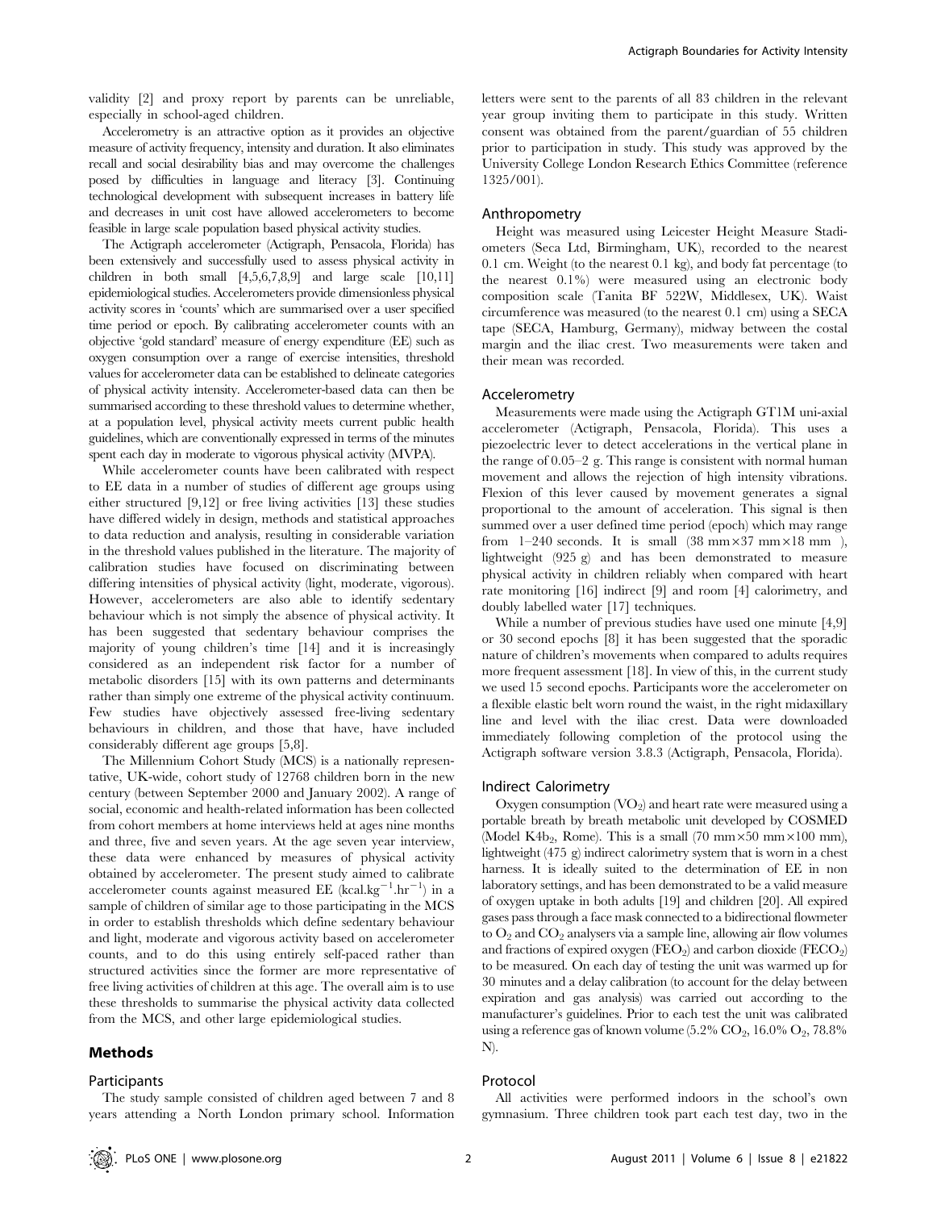validity [2] and proxy report by parents can be unreliable, especially in school-aged children.

Accelerometry is an attractive option as it provides an objective measure of activity frequency, intensity and duration. It also eliminates recall and social desirability bias and may overcome the challenges posed by difficulties in language and literacy [3]. Continuing technological development with subsequent increases in battery life and decreases in unit cost have allowed accelerometers to become feasible in large scale population based physical activity studies.

The Actigraph accelerometer (Actigraph, Pensacola, Florida) has been extensively and successfully used to assess physical activity in children in both small [4,5,6,7,8,9] and large scale [10,11] epidemiological studies. Accelerometers provide dimensionless physical activity scores in 'counts' which are summarised over a user specified time period or epoch. By calibrating accelerometer counts with an objective 'gold standard' measure of energy expenditure (EE) such as oxygen consumption over a range of exercise intensities, threshold values for accelerometer data can be established to delineate categories of physical activity intensity. Accelerometer-based data can then be summarised according to these threshold values to determine whether, at a population level, physical activity meets current public health guidelines, which are conventionally expressed in terms of the minutes spent each day in moderate to vigorous physical activity (MVPA).

While accelerometer counts have been calibrated with respect to EE data in a number of studies of different age groups using either structured [9,12] or free living activities [13] these studies have differed widely in design, methods and statistical approaches to data reduction and analysis, resulting in considerable variation in the threshold values published in the literature. The majority of calibration studies have focused on discriminating between differing intensities of physical activity (light, moderate, vigorous). However, accelerometers are also able to identify sedentary behaviour which is not simply the absence of physical activity. It has been suggested that sedentary behaviour comprises the majority of young children's time [14] and it is increasingly considered as an independent risk factor for a number of metabolic disorders [15] with its own patterns and determinants rather than simply one extreme of the physical activity continuum. Few studies have objectively assessed free-living sedentary behaviours in children, and those that have, have included considerably different age groups [5,8].

The Millennium Cohort Study (MCS) is a nationally representative, UK-wide, cohort study of 12768 children born in the new century (between September 2000 and January 2002). A range of social, economic and health-related information has been collected from cohort members at home interviews held at ages nine months and three, five and seven years. At the age seven year interview, these data were enhanced by measures of physical activity obtained by accelerometer. The present study aimed to calibrate accelerometer counts against measured EE ($kcal.kg^{-1}.hr^{-1}$) in a sample of children of similar age to those participating in the MCS in order to establish thresholds which define sedentary behaviour and light, moderate and vigorous activity based on accelerometer counts, and to do this using entirely self-paced rather than structured activities since the former are more representative of free living activities of children at this age. The overall aim is to use these thresholds to summarise the physical activity data collected from the MCS, and other large epidemiological studies.

## Methods

### Participants

The study sample consisted of children aged between 7 and 8 years attending a North London primary school. Information letters were sent to the parents of all 83 children in the relevant year group inviting them to participate in this study. Written consent was obtained from the parent/guardian of 55 children prior to participation in study. This study was approved by the University College London Research Ethics Committee (reference 1325/001).

### Anthropometry

Height was measured using Leicester Height Measure Stadiometers (Seca Ltd, Birmingham, UK), recorded to the nearest 0.1 cm. Weight (to the nearest 0.1 kg), and body fat percentage (to the nearest 0.1%) were measured using an electronic body composition scale (Tanita BF 522W, Middlesex, UK). Waist circumference was measured (to the nearest 0.1 cm) using a SECA tape (SECA, Hamburg, Germany), midway between the costal margin and the iliac crest. Two measurements were taken and their mean was recorded.

### Accelerometry

Measurements were made using the Actigraph GT1M uni-axial accelerometer (Actigraph, Pensacola, Florida). This uses a piezoelectric lever to detect accelerations in the vertical plane in the range of 0.05–2 g. This range is consistent with normal human movement and allows the rejection of high intensity vibrations. Flexion of this lever caused by movement generates a signal proportional to the amount of acceleration. This signal is then summed over a user defined time period (epoch) which may range from 1–240 seconds. It is small (38 mm×37 mm×18 mm ), lightweight (925 g) and has been demonstrated to measure physical activity in children reliably when compared with heart rate monitoring [16] indirect [9] and room [4] calorimetry, and doubly labelled water [17] techniques.

While a number of previous studies have used one minute [4,9] or 30 second epochs [8] it has been suggested that the sporadic nature of children's movements when compared to adults requires more frequent assessment [18]. In view of this, in the current study we used 15 second epochs. Participants wore the accelerometer on a flexible elastic belt worn round the waist, in the right midaxillary line and level with the iliac crest. Data were downloaded immediately following completion of the protocol using the Actigraph software version 3.8.3 (Actigraph, Pensacola, Florida).

### Indirect Calorimetry

Oxygen consumption ($VO_2$) and heart rate were measured using a portable breath by breath metabolic unit developed by COSMED (Model $K4b_2$, Rome). This is a small (70 mm×50 mm×100 mm), lightweight (475 g) indirect calorimetry system that is worn in a chest harness. It is ideally suited to the determination of EE in non laboratory settings, and has been demonstrated to be a valid measure of oxygen uptake in both adults [19] and children [20]. All expired gases pass through a face mask connected to a bidirectional flowmeter to $O_2$ and $CO_2$ analysers via a sample line, allowing air flow volumes and fractions of expired oxygen ($FEO_2$) and carbon dioxide ($FECO_2$) to be measured. On each day of testing the unit was warmed up for 30 minutes and a delay calibration (to account for the delay between expiration and gas analysis) was carried out according to the manufacturer's guidelines. Prior to each test the unit was calibrated using a reference gas of known volume (5.2% $CO_2$, 16.0% $O_2$, 78.8% N).

### Protocol

All activities were performed indoors in the school's own gymnasium. Three children took part each test day, two in the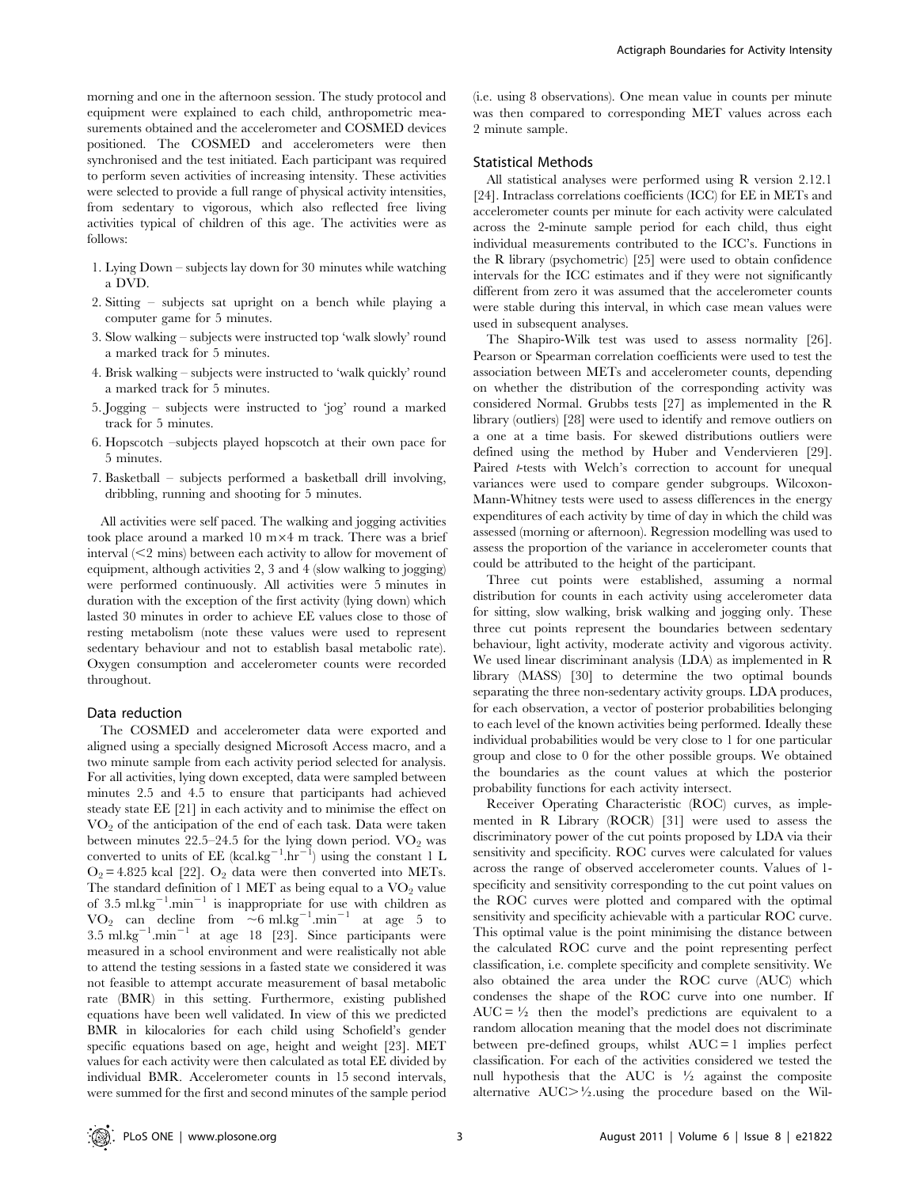morning and one in the afternoon session. The study protocol and equipment were explained to each child, anthropometric measurements obtained and the accelerometer and COSMED devices positioned. The COSMED and accelerometers were then synchronised and the test initiated. Each participant was required to perform seven activities of increasing intensity. These activities were selected to provide a full range of physical activity intensities, from sedentary to vigorous, which also reflected free living activities typical of children of this age. The activities were as follows:

1. Lying Down – subjects lay down for 30 minutes while watching a DVD.
2. Sitting – subjects sat upright on a bench while playing a computer game for 5 minutes.
3. Slow walking – subjects were instructed top 'walk slowly' round a marked track for 5 minutes.
4. Brisk walking – subjects were instructed to 'walk quickly' round a marked track for 5 minutes.
5. Jogging – subjects were instructed to 'jog' round a marked track for 5 minutes.
6. Hopscotch –subjects played hopscotch at their own pace for 5 minutes.
7. Basketball – subjects performed a basketball drill involving, dribbling, running and shooting for 5 minutes.

All activities were self paced. The walking and jogging activities took place around a marked 10 m×4 m track. There was a brief interval (<2 mins) between each activity to allow for movement of equipment, although activities 2, 3 and 4 (slow walking to jogging) were performed continuously. All activities were 5 minutes in duration with the exception of the first activity (lying down) which lasted 30 minutes in order to achieve EE values close to those of resting metabolism (note these values were used to represent sedentary behaviour and not to establish basal metabolic rate). Oxygen consumption and accelerometer counts were recorded throughout.

## Data reduction

The COSMED and accelerometer data were exported and aligned using a specially designed Microsoft Access macro, and a two minute sample from each activity period selected for analysis. For all activities, lying down excepted, data were sampled between minutes 2.5 and 4.5 to ensure that participants had achieved steady state EE [21] in each activity and to minimise the effect on $VO_2$ of the anticipation of the end of each task. Data were taken between minutes 22.5–24.5 for the lying down period. $VO_2$ was converted to units of EE (kcal.kg$^{-1}$.hr$^{-1}$) using the constant 1 L $O_2$ = 4.825 kcal [22]. $O_2$ data were then converted into METs. The standard definition of 1 MET as being equal to a $VO_2$ value of 3.5 ml.kg$^{-1}$.min$^{-1}$ is inappropriate for use with children as $VO_2$ can decline from ~6 ml.kg$^{-1}$.min$^{-1}$ at age 5 to 3.5 ml.kg$^{-1}$.min$^{-1}$ at age 18 [23]. Since participants were measured in a school environment and were realistically not able to attend the testing sessions in a fasted state we considered it was not feasible to attempt accurate measurement of basal metabolic rate (BMR) in this setting. Furthermore, existing published equations have been well validated. In view of this we predicted BMR in kilocalories for each child using Schofield's gender specific equations based on age, height and weight [23]. MET values for each activity were then calculated as total EE divided by individual BMR. Accelerometer counts in 15 second intervals, were summed for the first and second minutes of the sample period (i.e. using 8 observations). One mean value in counts per minute was then compared to corresponding MET values across each 2 minute sample.

## Statistical Methods

All statistical analyses were performed using R version 2.12.1 [24]. Intraclass correlations coefficients (ICC) for EE in METs and accelerometer counts per minute for each activity were calculated across the 2-minute sample period for each child, thus eight individual measurements contributed to the ICC's. Functions in the R library (psychometric) [25] were used to obtain confidence intervals for the ICC estimates and if they were not significantly different from zero it was assumed that the accelerometer counts were stable during this interval, in which case mean values were used in subsequent analyses.

The Shapiro-Wilk test was used to assess normality [26]. Pearson or Spearman correlation coefficients were used to test the association between METs and accelerometer counts, depending on whether the distribution of the corresponding activity was considered Normal. Grubbs tests [27] as implemented in the R library (outliers) [28] were used to identify and remove outliers on a one at a time basis. For skewed distributions outliers were defined using the method by Huber and Vendervieren [29]. Paired *t*-tests with Welch's correction to account for unequal variances were used to compare gender subgroups. Wilcoxon-Mann-Whitney tests were used to assess differences in the energy expenditures of each activity by time of day in which the child was assessed (morning or afternoon). Regression modelling was used to assess the proportion of the variance in accelerometer counts that could be attributed to the height of the participant.

Three cut points were established, assuming a normal distribution for counts in each activity using accelerometer data for sitting, slow walking, brisk walking and jogging only. These three cut points represent the boundaries between sedentary behaviour, light activity, moderate activity and vigorous activity. We used linear discriminant analysis (LDA) as implemented in R library (MASS) [30] to determine the two optimal bounds separating the three non-sedentary activity groups. LDA produces, for each observation, a vector of posterior probabilities belonging to each level of the known activities being performed. Ideally these individual probabilities would be very close to 1 for one particular group and close to 0 for the other possible groups. We obtained the boundaries as the count values at which the posterior probability functions for each activity intersect.

Receiver Operating Characteristic (ROC) curves, as implemented in R Library (ROCR) [31] were used to assess the discriminatory power of the cut points proposed by LDA via their sensitivity and specificity. ROC curves were calculated for values across the range of observed accelerometer counts. Values of 1-specificity and sensitivity corresponding to the cut point values on the ROC curves were plotted and compared with the optimal sensitivity and specificity achievable with a particular ROC curve. This optimal value is the point minimising the distance between the calculated ROC curve and the point representing perfect classification, i.e. complete specificity and complete sensitivity. We also obtained the area under the ROC curve (AUC) which condenses the shape of the ROC curve into one number. If AUC = ½ then the model's predictions are equivalent to a random allocation meaning that the model does not discriminate between pre-defined groups, whilst AUC = 1 implies perfect classification. For each of the activities considered we tested the null hypothesis that the AUC is ½ against the composite alternative AUC>½.using the procedure based on the Wil-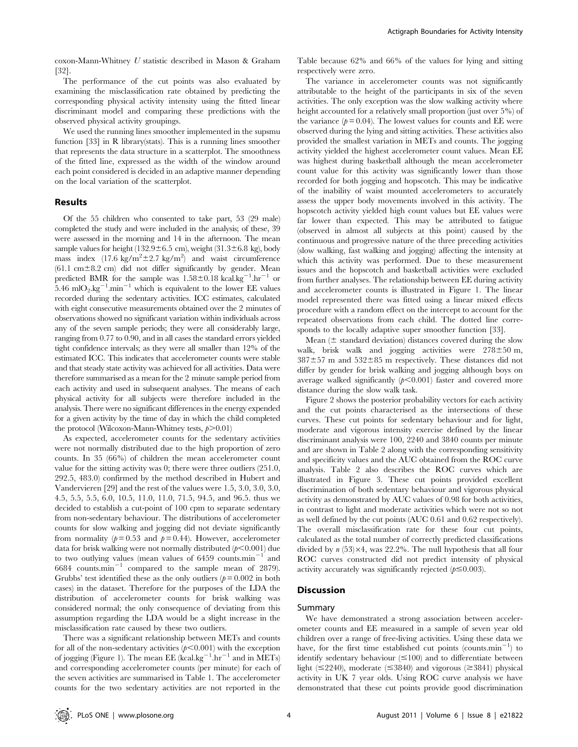coxon-Mann-Whitney $U$ statistic described in Mason & Graham [32].

The performance of the cut points was also evaluated by examining the misclassification rate obtained by predicting the corresponding physical activity intensity using the fitted linear discriminant model and comparing these predictions with the observed physical activity groupings.

We used the running lines smoother implemented in the supsmu function [33] in R library(stats). This is a running lines smoother that represents the data structure in a scatterplot. The smoothness of the fitted line, expressed as the width of the window around each point considered is decided in an adaptive manner depending on the local variation of the scatterplot.

## Results

Of the 55 children who consented to take part, 53 (29 male) completed the study and were included in the analysis; of these, 39 were assessed in the morning and 14 in the afternoon. The mean sample values for height (132.9±6.5 cm), weight (31.3±6.8 kg), body mass index (17.6 kg/m$^2$±2.7 kg/m$^2$) and waist circumference (61.1 cm±8.2 cm) did not differ significantly by gender. Mean predicted BMR for the sample was 1.58±0.18 kcal.kg$^{-1}$.hr$^{-1}$ or 5.46 mlO$_2$.kg$^{-1}$.min$^{-1}$ which is equivalent to the lower EE values recorded during the sedentary activities. ICC estimates, calculated with eight consecutive measurements obtained over the 2 minutes of observations showed no significant variation within individuals across any of the seven sample periods; they were all considerably large, ranging from 0.77 to 0.90, and in all cases the standard errors yielded tight confidence intervals; as they were all smaller than 12% of the estimated ICC. This indicates that accelerometer counts were stable and that steady state activity was achieved for all activities. Data were therefore summarised as a mean for the 2 minute sample period from each activity and used in subsequent analyses. The means of each physical activity for all subjects were therefore included in the analysis. There were no significant differences in the energy expended for a given activity by the time of day in which the child completed the protocol (Wilcoxon-Mann-Whitney tests, $p>0.01$)

As expected, accelerometer counts for the sedentary activities were not normally distributed due to the high proportion of zero counts. In 35 (66%) of children the mean accelerometer count value for the sitting activity was 0; there were three outliers (251.0, 292.5, 483.0) confirmed by the method described in Hubert and Vandervieren [29] and the rest of the values were 1.5, 3.0, 3.0, 3.0, 4.5, 5.5, 5.5, 6.0, 10.5, 11.0, 11.0, 71.5, 94.5, and 96.5. thus we decided to establish a cut-point of 100 cpm to separate sedentary from non-sedentary behaviour. The distributions of accelerometer counts for slow walking and jogging did not deviate significantly from normality ($p=0.53$ and $p=0.44$). However, accelerometer data for brisk walking were not normally distributed ($p<0.001$) due to two outlying values (mean values of 6459 counts.min$^{-1}$ and 6684 counts.min$^{-1}$ compared to the sample mean of 2879). Grubbs' test identified these as the only outliers ($p=0.002$ in both cases) in the dataset. Therefore for the purposes of the LDA the distribution of accelerometer counts for brisk walking was considered normal; the only consequence of deviating from this assumption regarding the LDA would be a slight increase in the misclassification rate caused by these two outliers.

There was a significant relationship between METs and counts for all of the non-sedentary activities ($p<0.001$) with the exception of jogging (Figure 1). The mean EE (kcal.kg$^{-1}$.hr$^{-1}$ and in METs) and corresponding accelerometer counts (per minute) for each of the seven activities are summarised in Table 1. The accelerometer counts for the two sedentary activities are not reported in the Table because 62% and 66% of the values for lying and sitting respectively were zero.

The variance in accelerometer counts was not significantly attributable to the height of the participants in six of the seven activities. The only exception was the slow walking activity where height accounted for a relatively small proportion (just over 5%) of the variance ($p=0.04$). The lowest values for counts and EE were observed during the lying and sitting activities. These activities also provided the smallest variation in METs and counts. The jogging activity yielded the highest accelerometer count values. Mean EE was highest during basketball although the mean accelerometer count value for this activity was significantly lower than those recorded for both jogging and hopscotch. This may be indicative of the inability of waist mounted accelerometers to accurately assess the upper body movements involved in this activity. The hopscotch activity yielded high count values but EE values were far lower than expected. This may be attributed to fatigue (observed in almost all subjects at this point) caused by the continuous and progressive nature of the three preceding activities (slow walking, fast walking and jogging) affecting the intensity at which this activity was performed. Due to these measurement issues and the hopscotch and basketball activities were excluded from further analyses. The relationship between EE during activity and accelerometer counts is illustrated in Figure 1. The linear model represented there was fitted using a linear mixed effects procedure with a random effect on the intercept to account for the repeated observations from each child. The dotted line corresponds to the locally adaptive super smoother function [33].

Mean (± standard deviation) distances covered during the slow walk, brisk walk and jogging activities were 278±50 m, 387±57 m and 532±85 m respectively. These distances did not differ by gender for brisk walking and jogging although boys on average walked significantly ($p<0.001$) faster and covered more distance during the slow walk task.

Figure 2 shows the posterior probability vectors for each activity and the cut points characterised as the intersections of these curves. These cut points for sedentary behaviour and for light, moderate and vigorous intensity exercise defined by the linear discriminant analysis were 100, 2240 and 3840 counts per minute and are shown in Table 2 along with the corresponding sensitivity and specificity values and the AUC obtained from the ROC curve analysis. Table 2 also describes the ROC curves which are illustrated in Figure 3. These cut points provided excellent discrimination of both sedentary behaviour and vigorous physical activity as demonstrated by AUC values of 0.98 for both activities, in contrast to light and moderate activities which were not so not as well defined by the cut points (AUC 0.61 and 0.62 respectively). The overall misclassification rate for these four cut points, calculated as the total number of correctly predicted classifications divided by $n$ (53)×4, was 22.2%. The null hypothesis that all four ROC curves constructed did not predict intensity of physical activity accurately was significantly rejected ($p\leq0.003$).

## Discussion

### Summary

We have demonstrated a strong association between accelerometer counts and EE measured in a sample of seven year old children over a range of free-living activities. Using these data we have, for the first time established cut points (counts.min$^{-1}$) to identify sedentary behaviour (≤100) and to differentiate between light (≤2240), moderate (≤3840) and vigorous (≥3841) physical activity in UK 7 year olds. Using ROC curve analysis we have demonstrated that these cut points provide good discrimination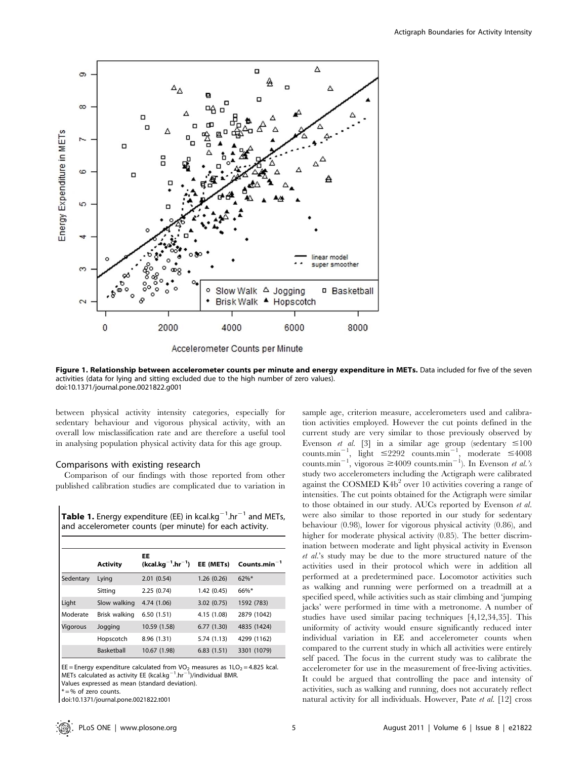**Figure 1. Relationship between accelerometer counts per minute and energy expenditure in METs.** Data included for five of the seven activities (data for lying and sitting excluded due to the high number of zero values).
doi:10.1371/journal.pone.0021822.g001

between physical activity intensity categories, especially for sedentary behaviour and vigorous physical activity, with an overall low misclassification rate and are therefore a useful tool in analysing population physical activity data for this age group.

### Comparisons with existing research

Comparison of our findings with those reported from other published calibration studies are complicated due to variation in sample age, criterion measure, accelerometers used and calibration activities employed. However the cut points defined in the current study are very similar to those previously observed by Evenson *et al.* [3] in a similar age group (sedentary $\leq$100 counts.min$^{-1}$, light $\leq$2292 counts.min$^{-1}$, moderate $\leq$4008 counts.min$^{-1}$, vigorous $\geq$4009 counts.min$^{-1}$). In Evenson *et al.'s* study two accelerometers including the Actigraph were calibrated against the COSMED K4b$^2$ over 10 activities covering a range of intensities. The cut points obtained for the Actigraph were similar to those obtained in our study. AUCs reported by Evenson *et al.* were also similar to those reported in our study for sedentary behaviour (0.98), lower for vigorous physical activity (0.86), and higher for moderate physical activity (0.85). The better discrimination between moderate and light physical activity in Evenson *et al.*'s study may be due to the more structured nature of the activities used in their protocol which were in addition all performed at a predetermined pace. Locomotor activities such as walking and running were performed on a treadmill at a specified speed, while activities such as stair climbing and 'jumping jacks' were performed in time with a metronome. A number of studies have used similar pacing techniques [4,12,34,35]. This uniformity of activity would ensure significantly reduced inter individual variation in EE and accelerometer counts when compared to the current study in which all activities were entirely self paced. The focus in the current study was to calibrate the accelerometer for use in the measurement of free-living activities. It could be argued that controlling the pace and intensity of activities, such as walking and running, does not accurately reflect natural activity for all individuals. However, Pate *et al.* [12] cross

**Table 1.** Energy expenditure (EE) in kcal.kg$^{-1}$.hr$^{-1}$ and METs, and accelerometer counts (per minute) for each activity.

| | Activity | EE (kcal.kg$^{-1}$.hr$^{-1}$) | EE (METs) | Counts.min$^{-1}$ |
|---|---|---|---|---|
| Sedentary | Lying | 2.01 (0.54) | 1.26 (0.26) | 62%* |
| | Sitting | 2.25 (0.74) | 1.42 (0.45) | 66%* |
| Light | Slow walking | 4.74 (1.06) | 3.02 (0.75) | 1592 (783) |
| Moderate | Brisk walking | 6.50 (1.51) | 4.15 (1.08) | 2879 (1042) |
| Vigorous | Jogging | 10.59 (1.58) | 6.77 (1.30) | 4835 (1424) |
| | Hopscotch | 8.96 (1.31) | 5.74 (1.13) | 4299 (1162) |
| | Basketball | 10.67 (1.98) | 6.83 (1.51) | 3301 (1079) |

EE = Energy expenditure calculated from $VO_2$ measures as $1LO_2 = 4.825$ kcal.
METs calculated as activity EE (kcal.kg$^{-1}$.hr$^{-1}$)/individual BMR.
Values expressed as mean (standard deviation).
* = % of zero counts.
doi:10.1371/journal.pone.0021822.t001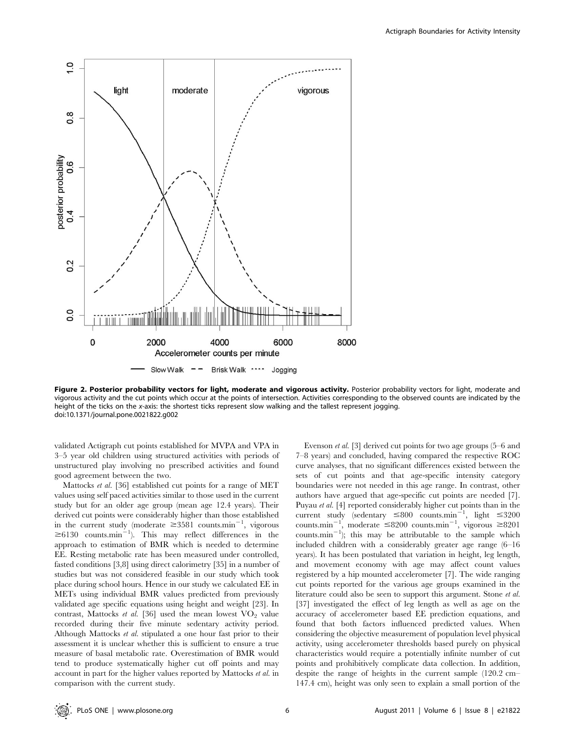**Figure 2. Posterior probability vectors for light, moderate and vigorous activity.** Posterior probability vectors for light, moderate and vigorous activity and the cut points which occur at the points of intersection. Activities corresponding to the observed counts are indicated by the height of the ticks on the *x*-axis: the shortest ticks represent slow walking and the tallest represent jogging.
doi:10.1371/journal.pone.0021822.g002

validated Actigraph cut points established for MVPA and VPA in 3–5 year old children using structured activities with periods of unstructured play involving no prescribed activities and found good agreement between the two.

Mattocks *et al.* [36] established cut points for a range of MET values using self paced activities similar to those used in the current study but for an older age group (mean age 12.4 years). Their derived cut points were considerably higher than those established in the current study (moderate $\geq$3581 counts.min$^{-1}$, vigorous $\geq$6130 counts.min$^{-1}$). This may reflect differences in the approach to estimation of BMR which is needed to determine EE. Resting metabolic rate has been measured under controlled, fasted conditions [3,8] using direct calorimetry [35] in a number of studies but was not considered feasible in our study which took place during school hours. Hence in our study we calculated EE in METs using individual BMR values predicted from previously validated age specific equations using height and weight [23]. In contrast, Mattocks *et al.* [36] used the mean lowest $VO_2$ value recorded during their five minute sedentary activity period. Although Mattocks *et al.* stipulated a one hour fast prior to their assessment it is unclear whether this is sufficient to ensure a true measure of basal metabolic rate. Overestimation of BMR would tend to produce systematically higher cut off points and may account in part for the higher values reported by Mattocks *et al.* in comparison with the current study.

Evenson *et al.* [3] derived cut points for two age groups (5–6 and 7–8 years) and concluded, having compared the respective ROC curve analyses, that no significant differences existed between the sets of cut points and that age-specific intensity category boundaries were not needed in this age range. In contrast, other authors have argued that age-specific cut points are needed [7]. Puyau *et al.* [4] reported considerably higher cut points than in the current study (sedentary $\leq$800 counts.min$^{-1}$, light $\leq$3200 counts.min$^{-1}$, moderate $\leq$8200 counts.min$^{-1}$, vigorous $\geq$8201 counts.min$^{-1}$); this may be attributable to the sample which included children with a considerably greater age range (6–16 years). It has been postulated that variation in height, leg length, and movement economy with age may affect count values registered by a hip mounted accelerometer [7]. The wide ranging cut points reported for the various age groups examined in the literature could also be seen to support this argument. Stone *et al.* [37] investigated the effect of leg length as well as age on the accuracy of accelerometer based EE prediction equations, and found that both factors influenced predicted values. When considering the objective measurement of population level physical activity, using accelerometer thresholds based purely on physical characteristics would require a potentially infinite number of cut points and prohibitively complicate data collection. In addition, despite the range of heights in the current sample (120.2 cm–147.4 cm), height was only seen to explain a small portion of the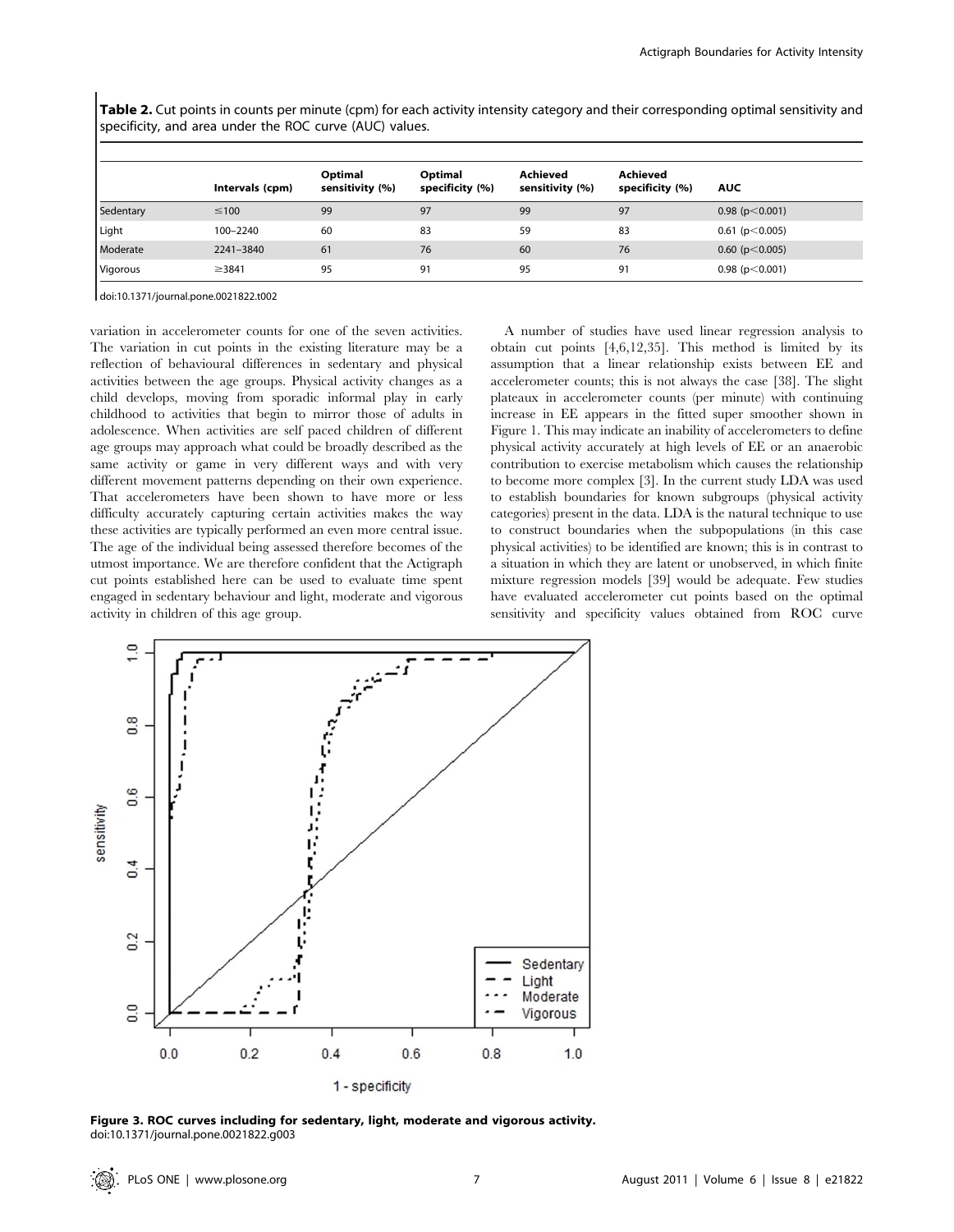**Table 2.** Cut points in counts per minute (cpm) for each activity intensity category and their corresponding optimal sensitivity and specificity, and area under the ROC curve (AUC) values.

| | Intervals (cpm) | Optimal sensitivity (%) | Optimal specificity (%) | Achieved sensitivity (%) | Achieved specificity (%) | AUC |
|---|---|---|---|---|---|---|
| Sedentary | ≤100 | 99 | 97 | 99 | 97 | 0.98 ($p<0.001$) |
| Light | 100–2240 | 60 | 83 | 59 | 83 | 0.61 ($p<0.005$) |
| Moderate | 2241–3840 | 61 | 76 | 60 | 76 | 0.60 ($p<0.005$) |
| Vigorous | ≥3841 | 95 | 91 | 95 | 91 | 0.98 ($p<0.001$) |

doi:10.1371/journal.pone.0021822.t002

variation in accelerometer counts for one of the seven activities. The variation in cut points in the existing literature may be a reflection of behavioural differences in sedentary and physical activities between the age groups. Physical activity changes as a child develops, moving from sporadic informal play in early childhood to activities that begin to mirror those of adults in adolescence. When activities are self paced children of different age groups may approach what could be broadly described as the same activity or game in very different ways and with very different movement patterns depending on their own experience. That accelerometers have been shown to have more or less difficulty accurately capturing certain activities makes the way these activities are typically performed an even more central issue. The age of the individual being assessed therefore becomes of the utmost importance. We are therefore confident that the Actigraph cut points established here can be used to evaluate time spent engaged in sedentary behaviour and light, moderate and vigorous activity in children of this age group.

A number of studies have used linear regression analysis to obtain cut points [4,6,12,35]. This method is limited by its assumption that a linear relationship exists between EE and accelerometer counts; this is not always the case [38]. The slight plateaux in accelerometer counts (per minute) with continuing increase in EE appears in the fitted super smoother shown in Figure 1. This may indicate an inability of accelerometers to define physical activity accurately at high levels of EE or an anaerobic contribution to exercise metabolism which causes the relationship to become more complex [3]. In the current study LDA was used to establish boundaries for known subgroups (physical activity categories) present in the data. LDA is the natural technique to use to construct boundaries when the subpopulations (in this case physical activities) to be identified are known; this is in contrast to a situation in which they are latent or unobserved, in which finite mixture regression models [39] would be adequate. Few studies have evaluated accelerometer cut points based on the optimal sensitivity and specificity values obtained from ROC curve

**Figure 3. ROC curves including for sedentary, light, moderate and vigorous activity.**
doi:10.1371/journal.pone.0021822.g003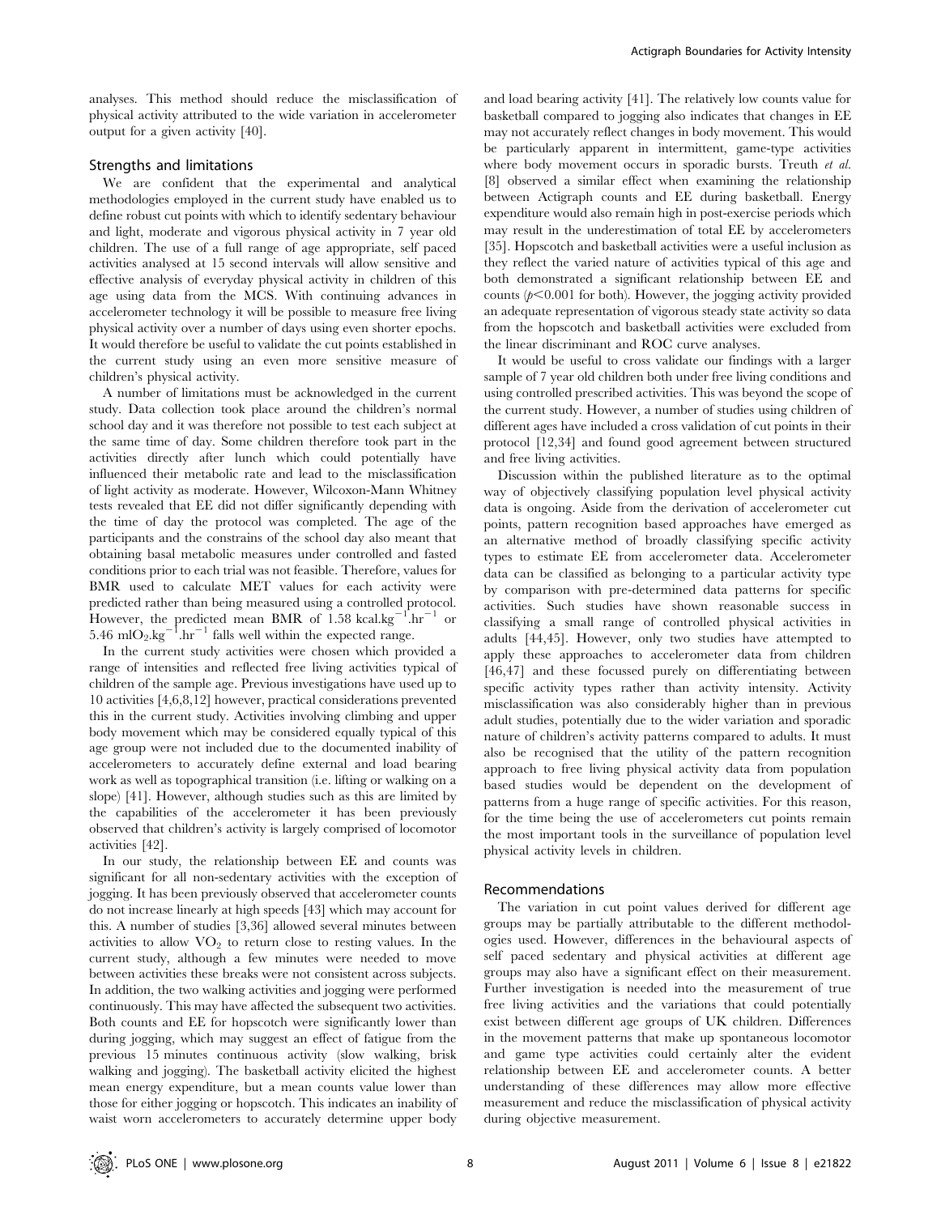analyses. This method should reduce the misclassification of physical activity attributed to the wide variation in accelerometer output for a given activity [40].

## Strengths and limitations

We are confident that the experimental and analytical methodologies employed in the current study have enabled us to define robust cut points with which to identify sedentary behaviour and light, moderate and vigorous physical activity in 7 year old children. The use of a full range of age appropriate, self paced activities analysed at 15 second intervals will allow sensitive and effective analysis of everyday physical activity in children of this age using data from the MCS. With continuing advances in accelerometer technology it will be possible to measure free living physical activity over a number of days using even shorter epochs. It would therefore be useful to validate the cut points established in the current study using an even more sensitive measure of children's physical activity.

A number of limitations must be acknowledged in the current study. Data collection took place around the children's normal school day and it was therefore not possible to test each subject at the same time of day. Some children therefore took part in the activities directly after lunch which could potentially have influenced their metabolic rate and lead to the misclassification of light activity as moderate. However, Wilcoxon-Mann Whitney tests revealed that EE did not differ significantly depending with the time of day the protocol was completed. The age of the participants and the constrains of the school day also meant that obtaining basal metabolic measures under controlled and fasted conditions prior to each trial was not feasible. Therefore, values for BMR used to calculate MET values for each activity were predicted rather than being measured using a controlled protocol. However, the predicted mean BMR of 1.58 $kcal.kg^{-1}.hr^{-1}$ or 5.46 $mlO_2.kg^{-1}.hr^{-1}$ falls well within the expected range.

In the current study activities were chosen which provided a range of intensities and reflected free living activities typical of children of the sample age. Previous investigations have used up to 10 activities [4,6,8,12] however, practical considerations prevented this in the current study. Activities involving climbing and upper body movement which may be considered equally typical of this age group were not included due to the documented inability of accelerometers to accurately define external and load bearing work as well as topographical transition (i.e. lifting or walking on a slope) [41]. However, although studies such as this are limited by the capabilities of the accelerometer it has been previously observed that children's activity is largely comprised of locomotor activities [42].

In our study, the relationship between EE and counts was significant for all non-sedentary activities with the exception of jogging. It has been previously observed that accelerometer counts do not increase linearly at high speeds [43] which may account for this. A number of studies [3,36] allowed several minutes between activities to allow $VO_2$ to return close to resting values. In the current study, although a few minutes were needed to move between activities these breaks were not consistent across subjects. In addition, the two walking activities and jogging were performed continuously. This may have affected the subsequent two activities. Both counts and EE for hopscotch were significantly lower than during jogging, which may suggest an effect of fatigue from the previous 15 minutes continuous activity (slow walking, brisk walking and jogging). The basketball activity elicited the highest mean energy expenditure, but a mean counts value lower than those for either jogging or hopscotch. This indicates an inability of waist worn accelerometers to accurately determine upper body and load bearing activity [41]. The relatively low counts value for basketball compared to jogging also indicates that changes in EE may not accurately reflect changes in body movement. This would be particularly apparent in intermittent, game-type activities where body movement occurs in sporadic bursts. Treuth *et al.* [8] observed a similar effect when examining the relationship between Actigraph counts and EE during basketball. Energy expenditure would also remain high in post-exercise periods which may result in the underestimation of total EE by accelerometers [35]. Hopscotch and basketball activities were a useful inclusion as they reflect the varied nature of activities typical of this age and both demonstrated a significant relationship between EE and counts ($p<0.001$ for both). However, the jogging activity provided an adequate representation of vigorous steady state activity so data from the hopscotch and basketball activities were excluded from the linear discriminant and ROC curve analyses.

It would be useful to cross validate our findings with a larger sample of 7 year old children both under free living conditions and using controlled prescribed activities. This was beyond the scope of the current study. However, a number of studies using children of different ages have included a cross validation of cut points in their protocol [12,34] and found good agreement between structured and free living activities.

Discussion within the published literature as to the optimal way of objectively classifying population level physical activity data is ongoing. Aside from the derivation of accelerometer cut points, pattern recognition based approaches have emerged as an alternative method of broadly classifying specific activity types to estimate EE from accelerometer data. Accelerometer data can be classified as belonging to a particular activity type by comparison with pre-determined data patterns for specific activities. Such studies have shown reasonable success in classifying a small range of controlled physical activities in adults [44,45]. However, only two studies have attempted to apply these approaches to accelerometer data from children [46,47] and these focussed purely on differentiating between specific activity types rather than activity intensity. Activity misclassification was also considerably higher than in previous adult studies, potentially due to the wider variation and sporadic nature of children's activity patterns compared to adults. It must also be recognised that the utility of the pattern recognition approach to free living physical activity data from population based studies would be dependent on the development of patterns from a huge range of specific activities. For this reason, for the time being the use of accelerometers cut points remain the most important tools in the surveillance of population level physical activity levels in children.

## Recommendations

The variation in cut point values derived for different age groups may be partially attributable to the different methodologies used. However, differences in the behavioural aspects of self paced sedentary and physical activities at different age groups may also have a significant effect on their measurement. Further investigation is needed into the measurement of true free living activities and the variations that could potentially exist between different age groups of UK children. Differences in the movement patterns that make up spontaneous locomotor and game type activities could certainly alter the evident relationship between EE and accelerometer counts. A better understanding of these differences may allow more effective measurement and reduce the misclassification of physical activity during objective measurement.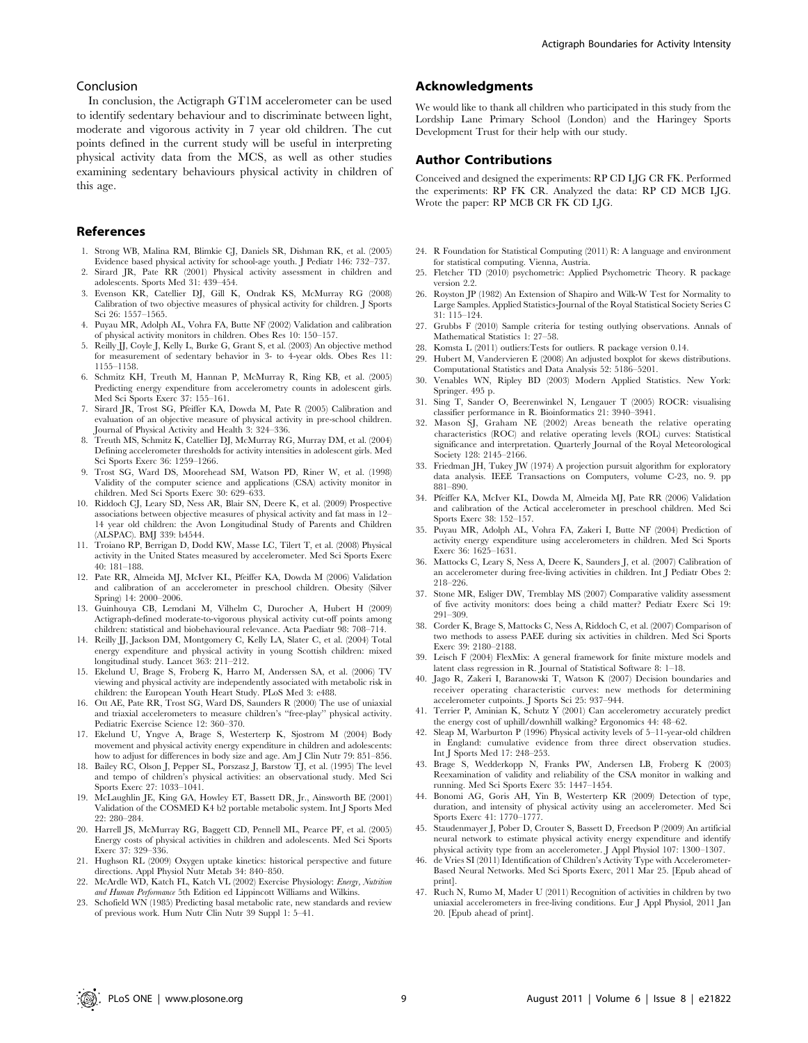## Conclusion

In conclusion, the Actigraph GT1M accelerometer can be used to identify sedentary behaviour and to discriminate between light, moderate and vigorous activity in 7 year old children. The cut points defined in the current study will be useful in interpreting physical activity data from the MCS, as well as other studies examining sedentary behaviours physical activity in children of this age.

## Acknowledgments

We would like to thank all children who participated in this study from the Lordship Lane Primary School (London) and the Haringey Sports Development Trust for their help with our study.

## Author Contributions

Conceived and designed the experiments: RP CD LJG CR FK. Performed the experiments: RP FK CR. Analyzed the data: RP CD MCB LJG. Wrote the paper: RP MCB CR FK CD LJG.

## References

1. Strong WB, Malina RM, Blimkie CJ, Daniels SR, Dishman RK, et al. (2005) Evidence based physical activity for school-age youth. J Pediatr 146: 732–737.
2. Sirard JR, Pate RR (2001) Physical activity assessment in children and adolescents. Sports Med 31: 439–454.
3. Evenson KR, Catellier DJ, Gill K, Ondrak KS, McMurray RG (2008) Calibration of two objective measures of physical activity for children. J Sports Sci 26: 1557–1565.
4. Puyau MR, Adolph AL, Vohra FA, Butte NF (2002) Validation and calibration of physical activity monitors in children. Obes Res 10: 150–157.
5. Reilly JJ, Coyle J, Kelly L, Burke G, Grant S, et al. (2003) An objective method for measurement of sedentary behavior in 3- to 4-year olds. Obes Res 11: 1155–1158.
6. Schmitz KH, Treuth M, Hannan P, McMurray R, Ring KB, et al. (2005) Predicting energy expenditure from accelerometry counts in adolescent girls. Med Sci Sports Exerc 37: 155–161.
7. Sirard JR, Trost SG, Pfeiffer KA, Dowda M, Pate R (2005) Calibration and evaluation of an objective measure of physical activity in pre-school children. Journal of Physical Activity and Health 3: 324–336.
8. Treuth MS, Schmitz K, Catellier DJ, McMurray RG, Murray DM, et al. (2004) Defining accelerometer thresholds for activity intensities in adolescent girls. Med Sci Sports Exerc 36: 1259–1266.
9. Trost SG, Ward DS, Moorehead SM, Watson PD, Riner W, et al. (1998) Validity of the computer science and applications (CSA) activity monitor in children. Med Sci Sports Exerc 30: 629–633.
10. Riddoch CJ, Leary SD, Ness AR, Blair SN, Deere K, et al. (2009) Prospective associations between objective measures of physical activity and fat mass in 12–14 year old children: the Avon Longitudinal Study of Parents and Children (ALSPAC). BMJ 339: b4544.
11. Troiano RP, Berrigan D, Dodd KW, Masse LC, Tilert T, et al. (2008) Physical activity in the United States measured by accelerometer. Med Sci Sports Exerc 40: 181–188.
12. Pate RR, Almeida MJ, McIver KL, Pfeiffer KA, Dowda M (2006) Validation and calibration of an accelerometer in preschool children. Obesity (Silver Spring) 14: 2000–2006.
13. Guinhouya CB, Lemdani M, Vilhelm C, Durocher A, Hubert H (2009) Actigraph-defined moderate-to-vigorous physical activity cut-off points among children: statistical and biobehavioural relevance. Acta Paediatr 98: 708–714.
14. Reilly JJ, Jackson DM, Montgomery C, Kelly LA, Slater C, et al. (2004) Total energy expenditure and physical activity in young Scottish children: mixed longitudinal study. Lancet 363: 211–212.
15. Ekelund U, Brage S, Froberg K, Harro M, Anderssen SA, et al. (2006) TV viewing and physical activity are independently associated with metabolic risk in children: the European Youth Heart Study. PLoS Med 3: e488.
16. Ott AE, Pate RR, Trost SG, Ward DS, Saunders R (2000) The use of uniaxial and triaxial accelerometers to measure children's "free-play" physical activity. Pediatric Exercise Science 12: 360–370.
17. Ekelund U, Yngve A, Brage S, Westerterp K, Sjostrom M (2004) Body movement and physical activity energy expenditure in children and adolescents: how to adjust for differences in body size and age. Am J Clin Nutr 79: 851–856.
18. Bailey RC, Olson J, Pepper SL, Porszasz J, Barstow TJ, et al. (1995) The level and tempo of children's physical activities: an observational study. Med Sci Sports Exerc 27: 1033–1041.
19. McLaughlin JE, King GA, Howley ET, Bassett DR, Jr., Ainsworth BE (2001) Validation of the COSMED K4 b2 portable metabolic system. Int J Sports Med 22: 280–284.
20. Harrell JS, McMurray RG, Baggett CD, Pennell ML, Pearce PF, et al. (2005) Energy costs of physical activities in children and adolescents. Med Sci Sports Exerc 37: 329–336.
21. Hughson RL (2009) Oxygen uptake kinetics: historical perspective and future directions. Appl Physiol Nutr Metab 34: 840–850.
22. McArdle WD, Katch FL, Katch VL (2002) Exercise Physiology: *Energy, Nutrition and Human Performance* 5th Edition ed Lippincott Williams and Wilkins.
23. Schofield WN (1985) Predicting basal metabolic rate, new standards and review of previous work. Hum Nutr Clin Nutr 39 Suppl 1: 5–41.
24. R Foundation for Statistical Computing (2011) R: A language and environment for statistical computing. Vienna, Austria.
25. Fletcher TD (2010) psychometric: Applied Psychometric Theory. R package version 2.2.
26. Royston JP (1982) An Extension of Shapiro and Wilk-W Test for Normality to Large Samples. Applied Statistics-Journal of the Royal Statistical Society Series C 31: 115–124.
27. Grubbs F (2010) Sample criteria for testing outlying observations. Annals of Mathematical Statistics 1: 27–58.
28. Komsta L (2011) outliers:Tests for outliers. R package version 0.14.
29. Hubert M, Vandervieren E (2008) An adjusted boxplot for skews distributions. Computational Statistics and Data Analysis 52: 5186–5201.
30. Venables WN, Ripley BD (2003) Modern Applied Statistics. New York: Springer. 495 p.
31. Sing T, Sander O, Beerenwinkel N, Lengauer T (2005) ROCR: visualising classifier performance in R. Bioinformatics 21: 3940–3941.
32. Mason SJ, Graham NE (2002) Areas beneath the relative operating characteristics (ROC) and relative operating levels (ROL) curves: Statistical significance and interpretation. Quarterly Journal of the Royal Meteorological Society 128: 2145–2166.
33. Friedman JH, Tukey JW (1974) A projection pursuit algorithm for exploratory data analysis. IEEE Transactions on Computers, volume C-23, no. 9. pp 881–890.
34. Pfeiffer KA, McIver KL, Dowda M, Almeida MJ, Pate RR (2006) Validation and calibration of the Actical accelerometer in preschool children. Med Sci Sports Exerc 38: 152–157.
35. Puyau MR, Adolph AL, Vohra FA, Zakeri I, Butte NF (2004) Prediction of activity energy expenditure using accelerometers in children. Med Sci Sports Exerc 36: 1625–1631.
36. Mattocks C, Leary S, Ness A, Deere K, Saunders J, et al. (2007) Calibration of an accelerometer during free-living activities in children. Int J Pediatr Obes 2: 218–226.
37. Stone MR, Esliger DW, Tremblay MS (2007) Comparative validity assessment of five activity monitors: does being a child matter? Pediatr Exerc Sci 19: 291–309.
38. Corder K, Brage S, Mattocks C, Ness A, Riddoch C, et al. (2007) Comparison of two methods to assess PAEE during six activities in children. Med Sci Sports Exerc 39: 2180–2188.
39. Leisch F (2004) FlexMix: A general framework for finite mixture models and latent class regression in R. Journal of Statistical Software 8: 1–18.
40. Jago R, Zakeri I, Baranowski T, Watson K (2007) Decision boundaries and receiver operating characteristic curves: new methods for determining accelerometer cutpoints. J Sports Sci 25: 937–944.
41. Terrier P, Aminian K, Schutz Y (2001) Can accelerometry accurately predict the energy cost of uphill/downhill walking? Ergonomics 44: 48–62.
42. Sleap M, Warburton P (1996) Physical activity levels of 5–11-year-old children in England: cumulative evidence from three direct observation studies. Int J Sports Med 17: 248–253.
43. Brage S, Wedderkopp N, Franks PW, Andersen LB, Froberg K (2003) Reexamination of validity and reliability of the CSA monitor in walking and running. Med Sci Sports Exerc 35: 1447–1454.
44. Bonomi AG, Goris AH, Yin B, Westerterp KR (2009) Detection of type, duration, and intensity of physical activity using an accelerometer. Med Sci Sports Exerc 41: 1770–1777.
45. Staudenmayer J, Pober D, Crouter S, Bassett D, Freedson P (2009) An artificial neural network to estimate physical activity energy expenditure and identify physical activity type from an accelerometer. J Appl Physiol 107: 1300–1307.
46. de Vries SI (2011) Identification of Children's Activity Type with Accelerometer-Based Neural Networks. Med Sci Sports Exerc, 2011 Mar 25. [Epub ahead of print].
47. Ruch N, Rumo M, Mader U (2011) Recognition of activities in children by two uniaxial accelerometers in free-living conditions. Eur J Appl Physiol, 2011 Jan 20. [Epub ahead of print].